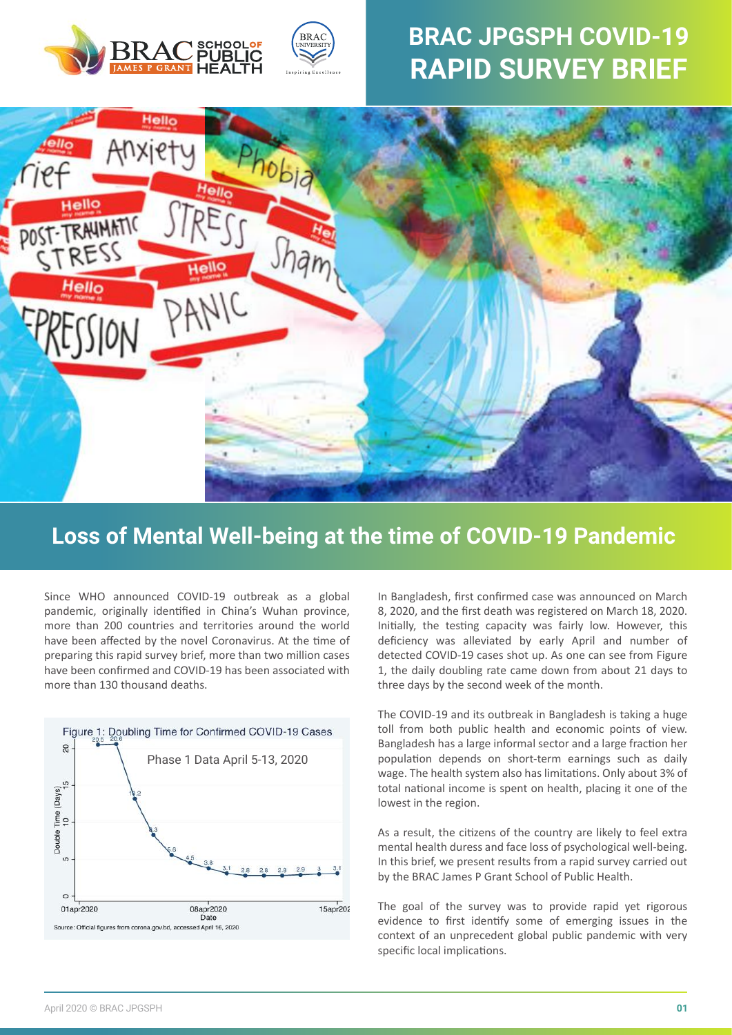# BRAC JPGSPH COVID-19 RAPID SURVEY BRIEF

## Loss of Mental Well-being at the time of COVID-19 Pandemic

Since WHO announced COVID-19 outbreak as a global pandemic, originally identified in China's Wuhan province, more than 200 countries and territories around the world have been affected by the novel Coronavirus. At the time of preparing this rapid survey brief, more than two million cases have been confirmed and COVID-19 has been associated with more than 130 thousand deaths.

Figure 1: Doubling Time for Confirmed COVID-19 Cases

Phase 1 Data April 5-13, 2020

Double Time (Days)

20.5 20.6 13.2 8.3 5.6 4.5 3.8 3.1 2.8 2.8 2.8 2.9 3 3.1

Date

01apr2020 08apr2020 15apr2020

Source: Official figures from corona.gov.bd, accessed April 16, 2020

In Bangladesh, first confirmed case was announced on March 8, 2020, and the first death was registered on March 18, 2020. Initially, the testing capacity was fairly low. However, this deficiency was alleviated by early April and number of detected COVID-19 cases shot up. As one can see from Figure 1, the daily doubling rate came down from about 21 days to three days by the second week of the month.

The COVID-19 and its outbreak in Bangladesh is taking a huge toll from both public health and economic points of view. Bangladesh has a large informal sector and a large fraction her population depends on short-term earnings such as daily wage. The health system also has limitations. Only about 3% of total national income is spent on health, placing it one of the lowest in the region.

As a result, the citizens of the country are likely to feel extra mental health duress and face loss of psychological well-being. In this brief, we present results from a rapid survey carried out by the BRAC James P Grant School of Public Health.

The goal of the survey was to provide rapid yet rigorous evidence to first identify some of emerging issues in the context of an unprecedent global public pandemic with very specific local implications.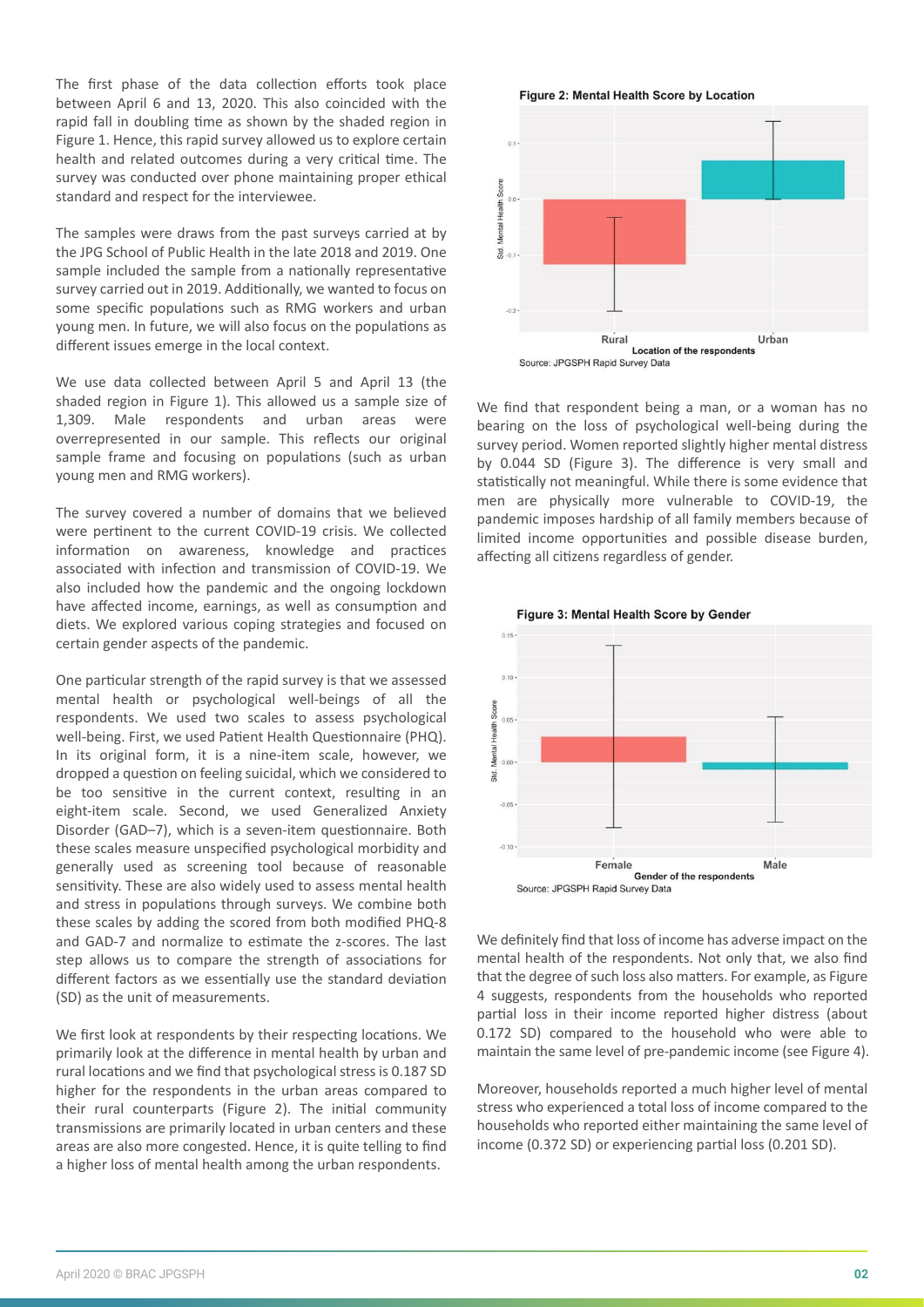The first phase of the data collection efforts took place between April 6 and 13, 2020. This also coincided with the rapid fall in doubling time as shown by the shaded region in Figure 1. Hence, this rapid survey allowed us to explore certain health and related outcomes during a very critical time. The survey was conducted over phone maintaining proper ethical standard and respect for the interviewee.

The samples were draws from the past surveys carried at by the JPG School of Public Health in the late 2018 and 2019. One sample included the sample from a nationally representative survey carried out in 2019. Additionally, we wanted to focus on some specific populations such as RMG workers and urban young men. In future, we will also focus on the populations as different issues emerge in the local context.

We use data collected between April 5 and April 13 (the shaded region in Figure 1). This allowed us a sample size of 1,309. Male respondents and urban areas were overrepresented in our sample. This reflects our original sample frame and focusing on populations (such as urban young men and RMG workers).

The survey covered a number of domains that we believed were pertinent to the current COVID-19 crisis. We collected information on awareness, knowledge and practices associated with infection and transmission of COVID-19. We also included how the pandemic and the ongoing lockdown have affected income, earnings, as well as consumption and diets. We explored various coping strategies and focused on certain gender aspects of the pandemic.

One particular strength of the rapid survey is that we assessed mental health or psychological well-beings of all the respondents. We used two scales to assess psychological well-being. First, we used Patient Health Questionnaire (PHQ). In its original form, it is a nine-item scale, however, we dropped a question on feeling suicidal, which we considered to be too sensitive in the current context, resulting in an eight-item scale. Second, we used Generalized Anxiety Disorder (GAD–7), which is a seven-item questionnaire. Both these scales measure unspecified psychological morbidity and generally used as screening tool because of reasonable sensitivity. These are also widely used to assess mental health and stress in populations through surveys. We combine both these scales by adding the scored from both modified PHQ-8 and GAD-7 and normalize to estimate the z-scores. The last step allows us to compare the strength of associations for different factors as we essentially use the standard deviation (SD) as the unit of measurements.

We first look at respondents by their respecting locations. We primarily look at the difference in mental health by urban and rural locations and we find that psychological stress is 0.187 SD higher for the respondents in the urban areas compared to their rural counterparts (Figure 2). The initial community transmissions are primarily located in urban centers and these areas are also more congested. Hence, it is quite telling to find a higher loss of mental health among the urban respondents.

**Figure 2: Mental Health Score by Location**

Std. Mental Health Score
0.1
0.0
-0.1
-0.2
Rural
Urban
Location of the respondents

Source: JPGSPH Rapid Survey Data

We find that respondent being a man, or a woman has no bearing on the loss of psychological well-being during the survey period. Women reported slightly higher mental distress by 0.044 SD (Figure 3). The difference is very small and statistically not meaningful. While there is some evidence that men are physically more vulnerable to COVID-19, the pandemic imposes hardship of all family members because of limited income opportunities and possible disease burden, affecting all citizens regardless of gender.

**Figure 3: Mental Health Score by Gender**

Std. Mental Health Score
0.15
0.10
0.05
0.00
-0.05
-0.10
Female
Male
Gender of the respondents

Source: JPGSPH Rapid Survey Data

We definitely find that loss of income has adverse impact on the mental health of the respondents. Not only that, we also find that the degree of such loss also matters. For example, as Figure 4 suggests, respondents from the households who reported partial loss in their income reported higher distress (about 0.172 SD) compared to the household who were able to maintain the same level of pre-pandemic income (see Figure 4).

Moreover, households reported a much higher level of mental stress who experienced a total loss of income compared to the households who reported either maintaining the same level of income (0.372 SD) or experiencing partial loss (0.201 SD).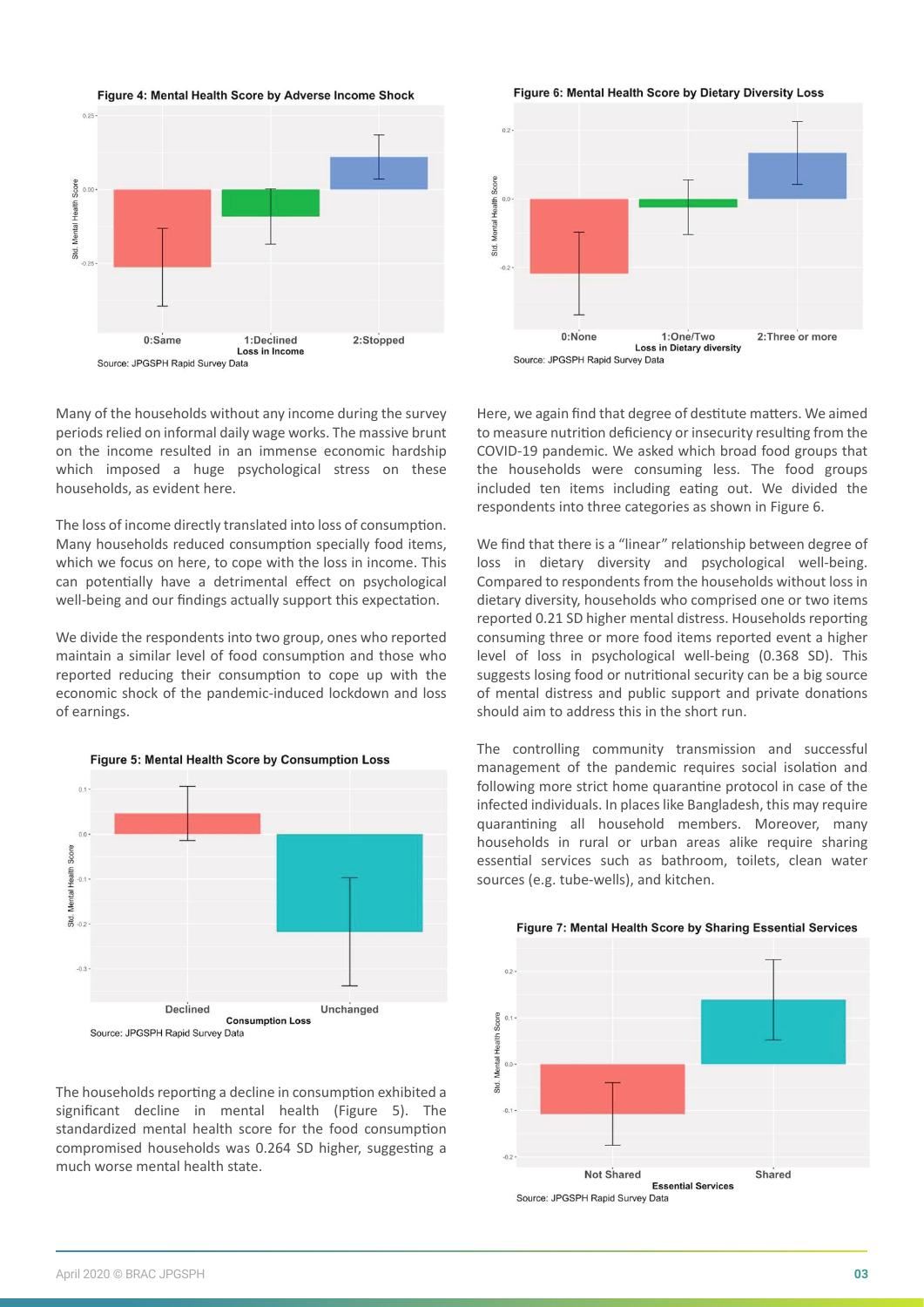**Figure 4: Mental Health Score by Adverse Income Shock**

Std. Mental Health Score

0.25

0.00

-0.25

0:Same

1:Declined

2:Stopped

Loss in Income

Source: JPGSPH Rapid Survey Data

Many of the households without any income during the survey periods relied on informal daily wage works. The massive brunt on the income resulted in an immense economic hardship which imposed a huge psychological stress on these households, as evident here.

The loss of income directly translated into loss of consumption. Many households reduced consumption specially food items, which we focus on here, to cope with the loss in income. This can potentially have a detrimental effect on psychological well-being and our findings actually support this expectation.

We divide the respondents into two group, ones who reported maintain a similar level of food consumption and those who reported reducing their consumption to cope up with the economic shock of the pandemic-induced lockdown and loss of earnings.

**Figure 5: Mental Health Score by Consumption Loss**

Std. Mental Health Score

0.1

0.0

-0.1

-0.2

-0.3

Declined

Unchanged

Consumption Loss

Source: JPGSPH Rapid Survey Data

The households reporting a decline in consumption exhibited a significant decline in mental health (Figure 5). The standardized mental health score for the food consumption compromised households was 0.264 SD higher, suggesting a much worse mental health state.

**Figure 6: Mental Health Score by Dietary Diversity Loss**

Std. Mental Health Score

0.2

0.0

-0.2

0:None

1:One/Two

2:Three or more

Loss in Dietary diversity

Source: JPGSPH Rapid Survey Data

Here, we again find that degree of destitute matters. We aimed to measure nutrition deficiency or insecurity resulting from the COVID-19 pandemic. We asked which broad food groups that the households were consuming less. The food groups included ten items including eating out. We divided the respondents into three categories as shown in Figure 6.

We find that there is a "linear" relationship between degree of loss in dietary diversity and psychological well-being. Compared to respondents from the households without loss in dietary diversity, households who comprised one or two items reported 0.21 SD higher mental distress. Households reporting consuming three or more food items reported event a higher level of loss in psychological well-being (0.368 SD). This suggests losing food or nutritional security can be a big source of mental distress and public support and private donations should aim to address this in the short run.

The controlling community transmission and successful management of the pandemic requires social isolation and following more strict home quarantine protocol in case of the infected individuals. In places like Bangladesh, this may require quarantining all household members. Moreover, many households in rural or urban areas alike require sharing essential services such as bathroom, toilets, clean water sources (e.g. tube-wells), and kitchen.

**Figure 7: Mental Health Score by Sharing Essential Services**

Std. Mental Health Score

0.2

0.1

0.0

-0.1

-0.2

Not Shared

Shared

Essential Services

Source: JPGSPH Rapid Survey Data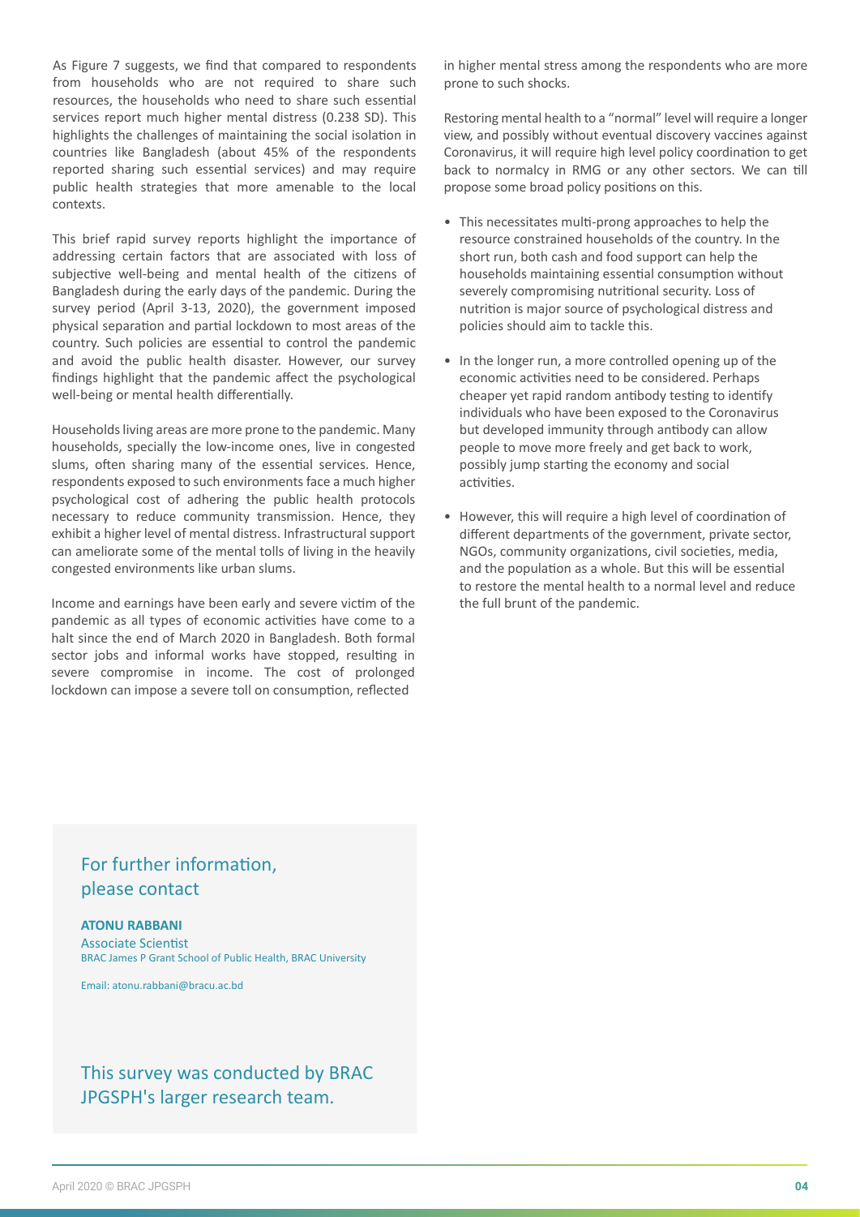As Figure 7 suggests, we find that compared to respondents from households who are not required to share such resources, the households who need to share such essential services report much higher mental distress (0.238 SD). This highlights the challenges of maintaining the social isolation in countries like Bangladesh (about 45% of the respondents reported sharing such essential services) and may require public health strategies that more amenable to the local contexts.

This brief rapid survey reports highlight the importance of addressing certain factors that are associated with loss of subjective well-being and mental health of the citizens of Bangladesh during the early days of the pandemic. During the survey period (April 3-13, 2020), the government imposed physical separation and partial lockdown to most areas of the country. Such policies are essential to control the pandemic and avoid the public health disaster. However, our survey findings highlight that the pandemic affect the psychological well-being or mental health differentially.

Households living areas are more prone to the pandemic. Many households, specially the low-income ones, live in congested slums, often sharing many of the essential services. Hence, respondents exposed to such environments face a much higher psychological cost of adhering the public health protocols necessary to reduce community transmission. Hence, they exhibit a higher level of mental distress. Infrastructural support can ameliorate some of the mental tolls of living in the heavily congested environments like urban slums.

Income and earnings have been early and severe victim of the pandemic as all types of economic activities have come to a halt since the end of March 2020 in Bangladesh. Both formal sector jobs and informal works have stopped, resulting in severe compromise in income. The cost of prolonged lockdown can impose a severe toll on consumption, reflected in higher mental stress among the respondents who are more prone to such shocks.

Restoring mental health to a "normal" level will require a longer view, and possibly without eventual discovery vaccines against Coronavirus, it will require high level policy coordination to get back to normalcy in RMG or any other sectors. We can till propose some broad policy positions on this.

- This necessitates multi-prong approaches to help the resource constrained households of the country. In the short run, both cash and food support can help the households maintaining essential consumption without severely compromising nutritional security. Loss of nutrition is major source of psychological distress and policies should aim to tackle this.
- In the longer run, a more controlled opening up of the economic activities need to be considered. Perhaps cheaper yet rapid random antibody testing to identify individuals who have been exposed to the Coronavirus but developed immunity through antibody can allow people to move more freely and get back to work, possibly jump starting the economy and social activities.
- However, this will require a high level of coordination of different departments of the government, private sector, NGOs, community organizations, civil societies, media, and the population as a whole. But this will be essential to restore the mental health to a normal level and reduce the full brunt of the pandemic.

## For further information, please contact

**ATONU RABBANI**
Associate Scientist
BRAC James P Grant School of Public Health, BRAC University

Email: atonu.rabbani@bracu.ac.bd

This survey was conducted by BRAC JPGSPH's larger research team.

April 2020 © BRAC JPGSPH